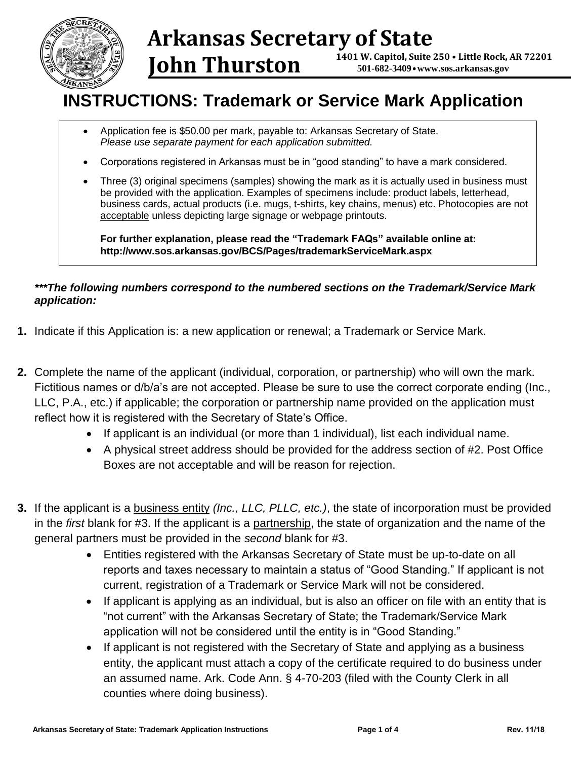# Arkansas Secretary of State
## John Thurston

**1401 W. Capitol, Suite 250 • Little Rock, AR 72201**
**501-682-3409•www.sos.arkansas.gov**

# INSTRUCTIONS: Trademark or Service Mark Application

- Application fee is $50.00 per mark, payable to: Arkansas Secretary of State.
  *Please use separate payment for each application submitted.*
- Corporations registered in Arkansas must be in "good standing" to have a mark considered.
- Three (3) original specimens (samples) showing the mark as it is actually used in business must be provided with the application. Examples of specimens include: product labels, letterhead, business cards, actual products (i.e. mugs, t-shirts, key chains, menus) etc. Photocopies are not acceptable unless depicting large signage or webpage printouts.

  **For further explanation, please read the "Trademark FAQs" available online at: http://www.sos.arkansas.gov/BCS/Pages/trademarkServiceMark.aspx**

***\*\*\*The following numbers correspond to the numbered sections on the Trademark/Service Mark application:***

**1.** Indicate if this Application is: a new application or renewal; a Trademark or Service Mark.

**2.** Complete the name of the applicant (individual, corporation, or partnership) who will own the mark. Fictitious names or d/b/a's are not accepted. Please be sure to use the correct corporate ending (Inc., LLC, P.A., etc.) if applicable; the corporation or partnership name provided on the application must reflect how it is registered with the Secretary of State's Office.

- If applicant is an individual (or more than 1 individual), list each individual name.
- A physical street address should be provided for the address section of #2. Post Office Boxes are not acceptable and will be reason for rejection.

**3.** If the applicant is a business entity *(Inc., LLC, PLLC, etc.)*, the state of incorporation must be provided in the *first* blank for #3. If the applicant is a partnership, the state of organization and the name of the general partners must be provided in the *second* blank for #3.

- Entities registered with the Arkansas Secretary of State must be up-to-date on all reports and taxes necessary to maintain a status of "Good Standing." If applicant is not current, registration of a Trademark or Service Mark will not be considered.
- If applicant is applying as an individual, but is also an officer on file with an entity that is "not current" with the Arkansas Secretary of State; the Trademark/Service Mark application will not be considered until the entity is in "Good Standing."
- If applicant is not registered with the Secretary of State and applying as a business entity, the applicant must attach a copy of the certificate required to do business under an assumed name. Ark. Code Ann. § 4-70-203 (filed with the County Clerk in all counties where doing business).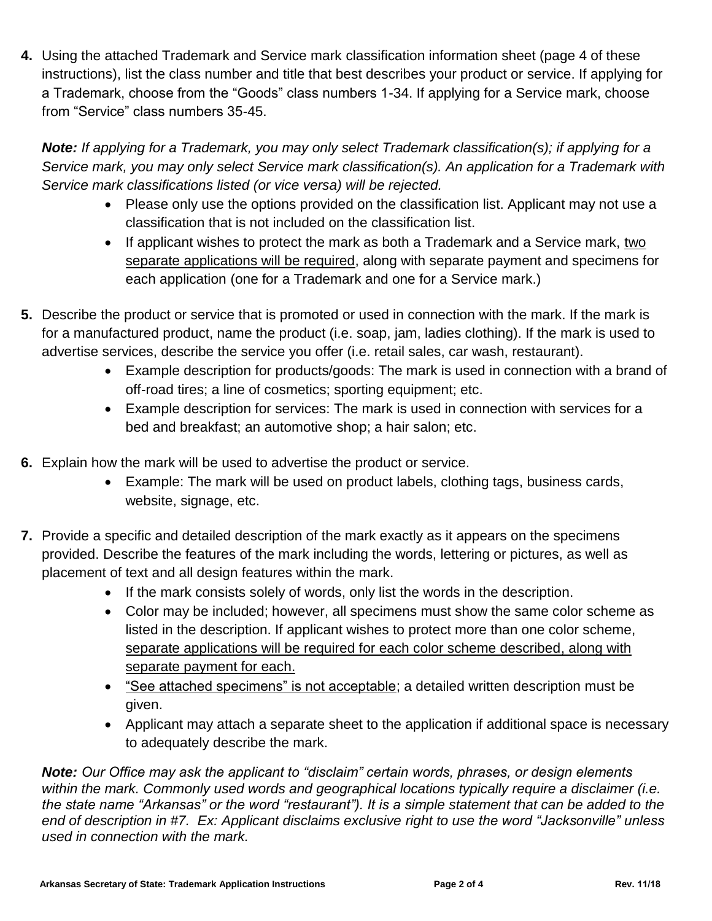4. Using the attached Trademark and Service mark classification information sheet (page 4 of these instructions), list the class number and title that best describes your product or service. If applying for a Trademark, choose from the "Goods" class numbers 1-34. If applying for a Service mark, choose from "Service" class numbers 35-45.

   ***Note:*** *If applying for a Trademark, you may only select Trademark classification(s); if applying for a Service mark, you may only select Service mark classification(s). An application for a Trademark with Service mark classifications listed (or vice versa) will be rejected.*

   - Please only use the options provided on the classification list. Applicant may not use a classification that is not included on the classification list.
   - If applicant wishes to protect the mark as both a Trademark and a Service mark, <u>two separate applications will be required</u>, along with separate payment and specimens for each application (one for a Trademark and one for a Service mark.)

5. Describe the product or service that is promoted or used in connection with the mark. If the mark is for a manufactured product, name the product (i.e. soap, jam, ladies clothing). If the mark is used to advertise services, describe the service you offer (i.e. retail sales, car wash, restaurant).
   - Example description for products/goods: The mark is used in connection with a brand of off-road tires; a line of cosmetics; sporting equipment; etc.
   - Example description for services: The mark is used in connection with services for a bed and breakfast; an automotive shop; a hair salon; etc.

6. Explain how the mark will be used to advertise the product or service.
   - Example: The mark will be used on product labels, clothing tags, business cards, website, signage, etc.

7. Provide a specific and detailed description of the mark exactly as it appears on the specimens provided. Describe the features of the mark including the words, lettering or pictures, as well as placement of text and all design features within the mark.
   - If the mark consists solely of words, only list the words in the description.
   - Color may be included; however, all specimens must show the same color scheme as listed in the description. If applicant wishes to protect more than one color scheme, <u>separate applications will be required for each color scheme described, along with separate payment for each.</u>
   - <u>"See attached specimens" is not acceptable</u>; a detailed written description must be given.
   - Applicant may attach a separate sheet to the application if additional space is necessary to adequately describe the mark.

   ***Note:*** *Our Office may ask the applicant to "disclaim" certain words, phrases, or design elements within the mark. Commonly used words and geographical locations typically require a disclaimer (i.e. the state name "Arkansas" or the word "restaurant"). It is a simple statement that can be added to the end of description in #7. Ex: Applicant disclaims exclusive right to use the word "Jacksonville" unless used in connection with the mark.*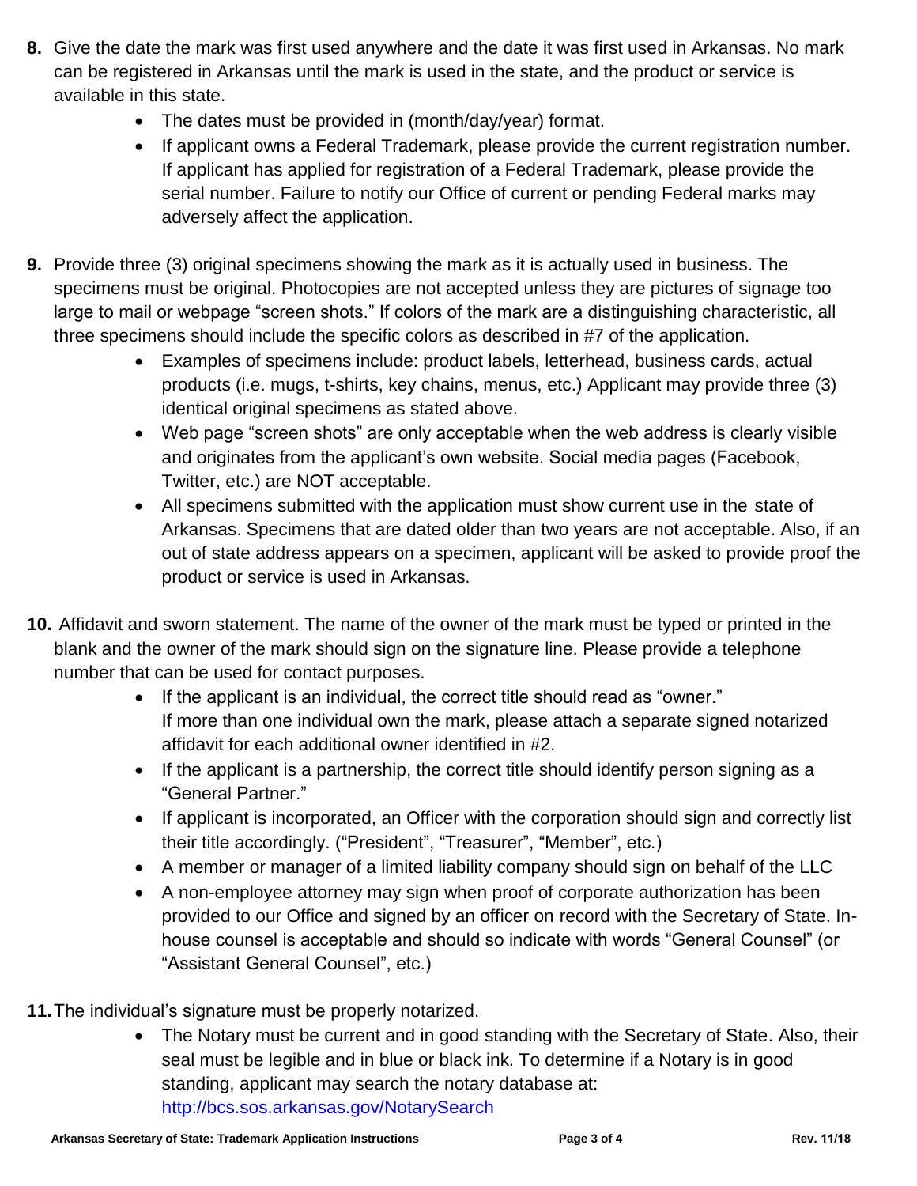8. Give the date the mark was first used anywhere and the date it was first used in Arkansas. No mark can be registered in Arkansas until the mark is used in the state, and the product or service is available in this state.
    - The dates must be provided in (month/day/year) format.
    - If applicant owns a Federal Trademark, please provide the current registration number. If applicant has applied for registration of a Federal Trademark, please provide the serial number. Failure to notify our Office of current or pending Federal marks may adversely affect the application.

9. Provide three (3) original specimens showing the mark as it is actually used in business. The specimens must be original. Photocopies are not accepted unless they are pictures of signage too large to mail or webpage "screen shots." If colors of the mark are a distinguishing characteristic, all three specimens should include the specific colors as described in #7 of the application.
    - Examples of specimens include: product labels, letterhead, business cards, actual products (i.e. mugs, t-shirts, key chains, menus, etc.) Applicant may provide three (3) identical original specimens as stated above.
    - Web page "screen shots" are only acceptable when the web address is clearly visible and originates from the applicant's own website. Social media pages (Facebook, Twitter, etc.) are NOT acceptable.
    - All specimens submitted with the application must show current use in the state of Arkansas. Specimens that are dated older than two years are not acceptable. Also, if an out of state address appears on a specimen, applicant will be asked to provide proof the product or service is used in Arkansas.

10. Affidavit and sworn statement. The name of the owner of the mark must be typed or printed in the blank and the owner of the mark should sign on the signature line. Please provide a telephone number that can be used for contact purposes.
    - If the applicant is an individual, the correct title should read as "owner." If more than one individual own the mark, please attach a separate signed notarized affidavit for each additional owner identified in #2.
    - If the applicant is a partnership, the correct title should identify person signing as a "General Partner."
    - If applicant is incorporated, an Officer with the corporation should sign and correctly list their title accordingly. ("President", "Treasurer", "Member", etc.)
    - A member or manager of a limited liability company should sign on behalf of the LLC
    - A non-employee attorney may sign when proof of corporate authorization has been provided to our Office and signed by an officer on record with the Secretary of State. In-house counsel is acceptable and should so indicate with words "General Counsel" (or "Assistant General Counsel", etc.)

11. The individual's signature must be properly notarized.
    - The Notary must be current and in good standing with the Secretary of State. Also, their seal must be legible and in blue or black ink. To determine if a Notary is in good standing, applicant may search the notary database at: [http://bcs.sos.arkansas.gov/NotarySearch](http://bcs.sos.arkansas.gov/NotarySearch)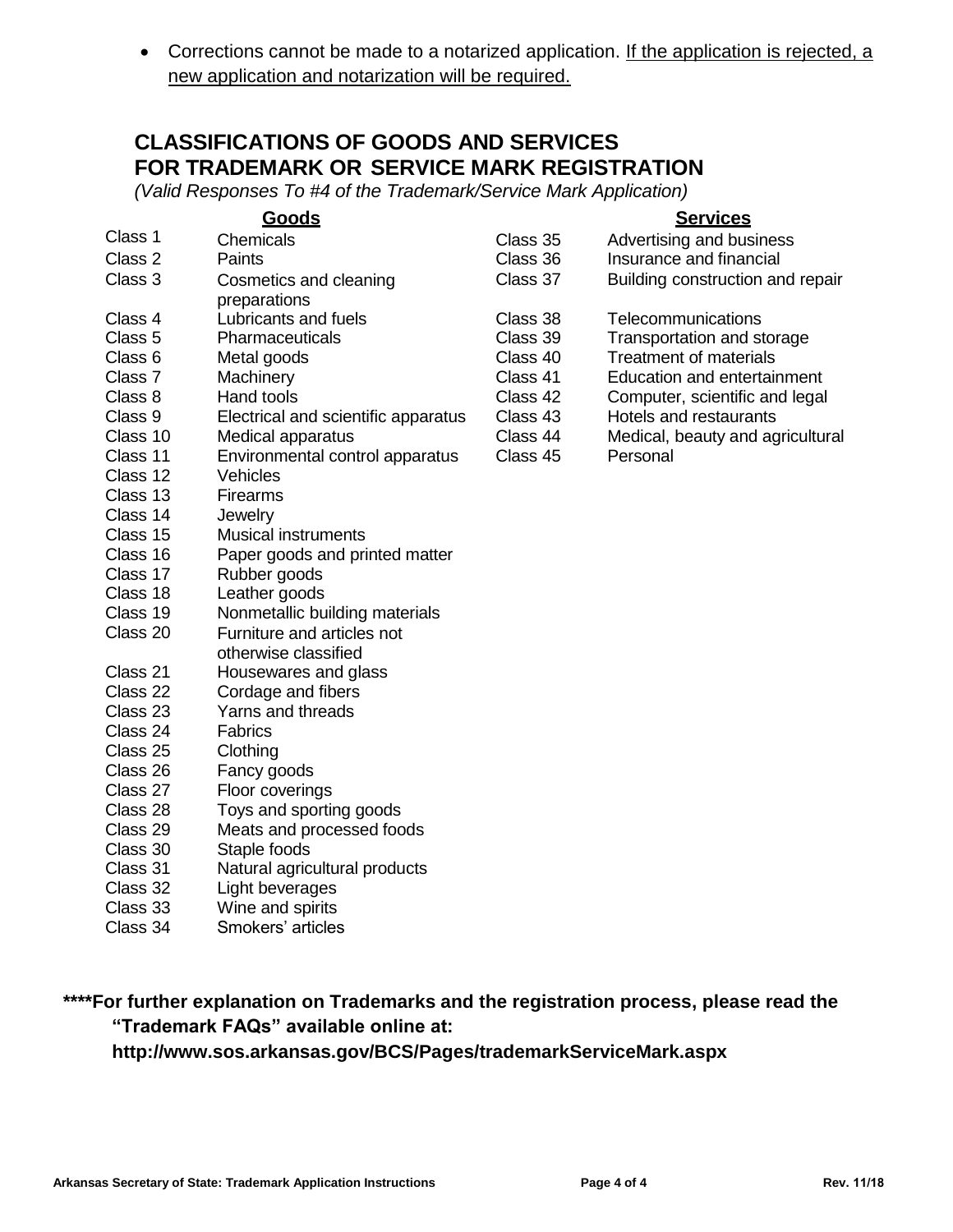- Corrections cannot be made to a notarized application. If the application is rejected, a new application and notarization will be required.

## CLASSIFICATIONS OF GOODS AND SERVICES FOR TRADEMARK OR SERVICE MARK REGISTRATION

*(Valid Responses To #4 of the Trademark/Service Mark Application)*

**Goods**

| | |
|---|---|
| Class 1 | Chemicals |
| Class 2 | Paints |
| Class 3 | Cosmetics and cleaning preparations |
| Class 4 | Lubricants and fuels |
| Class 5 | Pharmaceuticals |
| Class 6 | Metal goods |
| Class 7 | Machinery |
| Class 8 | Hand tools |
| Class 9 | Electrical and scientific apparatus |
| Class 10 | Medical apparatus |
| Class 11 | Environmental control apparatus |
| Class 12 | Vehicles |
| Class 13 | Firearms |
| Class 14 | Jewelry |
| Class 15 | Musical instruments |
| Class 16 | Paper goods and printed matter |
| Class 17 | Rubber goods |
| Class 18 | Leather goods |
| Class 19 | Nonmetallic building materials |
| Class 20 | Furniture and articles not otherwise classified |
| Class 21 | Housewares and glass |
| Class 22 | Cordage and fibers |
| Class 23 | Yarns and threads |
| Class 24 | Fabrics |
| Class 25 | Clothing |
| Class 26 | Fancy goods |
| Class 27 | Floor coverings |
| Class 28 | Toys and sporting goods |
| Class 29 | Meats and processed foods |
| Class 30 | Staple foods |
| Class 31 | Natural agricultural products |
| Class 32 | Light beverages |
| Class 33 | Wine and spirits |
| Class 34 | Smokers' articles |

**Services**

| | |
|---|---|
| Class 35 | Advertising and business |
| Class 36 | Insurance and financial |
| Class 37 | Building construction and repair |
| Class 38 | Telecommunications |
| Class 39 | Transportation and storage |
| Class 40 | Treatment of materials |
| Class 41 | Education and entertainment |
| Class 42 | Computer, scientific and legal |
| Class 43 | Hotels and restaurants |
| Class 44 | Medical, beauty and agricultural |
| Class 45 | Personal |

**\*\*\*\*For further explanation on Trademarks and the registration process, please read the "Trademark FAQs" available online at: http://www.sos.arkansas.gov/BCS/Pages/trademarkServiceMark.aspx**